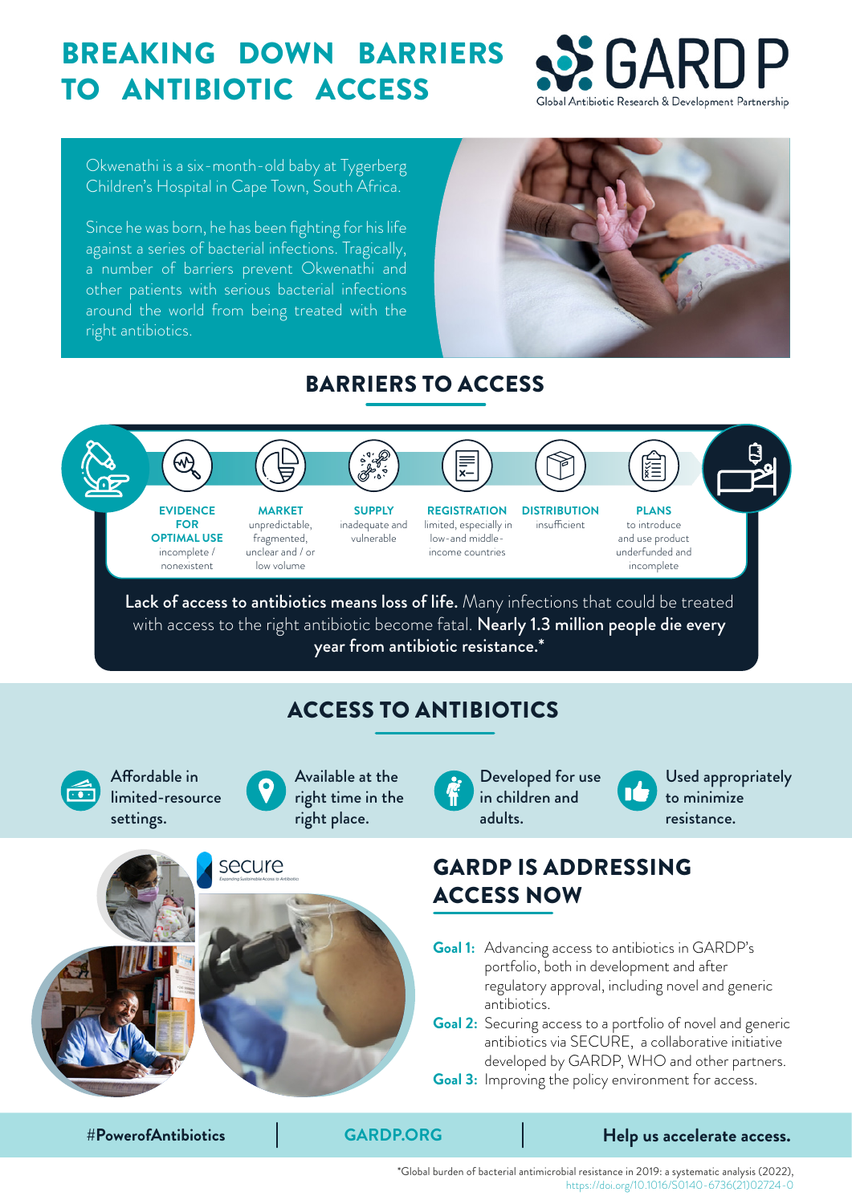# BREAKING DOWN BARRIERS TO ANTIBIOTIC ACCESS

GARDP
Global Antibiotic Research & Development Partnership

Okwenathi is a six-month-old baby at Tygerberg Children's Hospital in Cape Town, South Africa.

Since he was born, he has been fighting for his life against a series of bacterial infections. Tragically, a number of barriers prevent Okwenathi and other patients with serious bacterial infections around the world from being treated with the right antibiotics.

## BARRIERS TO ACCESS

- **EVIDENCE FOR OPTIMAL USE** incomplete / nonexistent
- **MARKET** unpredictable, fragmented, unclear and / or low volume
- **SUPPLY** inadequate and vulnerable
- **REGISTRATION** limited, especially in low-and middle-income countries
- **DISTRIBUTION** insufficient
- **PLANS** to introduce and use product underfunded and incomplete

**Lack of access to antibiotics means loss of life.** Many infections that could be treated with access to the right antibiotic become fatal. **Nearly 1.3 million people die every year from antibiotic resistance.***

## ACCESS TO ANTIBIOTICS

- Affordable in limited-resource settings.
- Available at the right time in the right place.
- Developed for use in children and adults.
- Used appropriately to minimize resistance.

secure
Expanding Sustainable Access to Antibiotics

## GARDP IS ADDRESSING ACCESS NOW

**Goal 1:** Advancing access to antibiotics in GARDP's portfolio, both in development and after regulatory approval, including novel and generic antibiotics.

**Goal 2:** Securing access to a portfolio of novel and generic antibiotics via SECURE, a collaborative initiative developed by GARDP, WHO and other partners.

**Goal 3:** Improving the policy environment for access.

#**PowerofAntibiotics** | **GARDP.ORG** | **Help us accelerate access.**

*Global burden of bacterial antimicrobial resistance in 2019: a systematic analysis (2022), https://doi.org/10.1016/S0140-6736(21)02724-0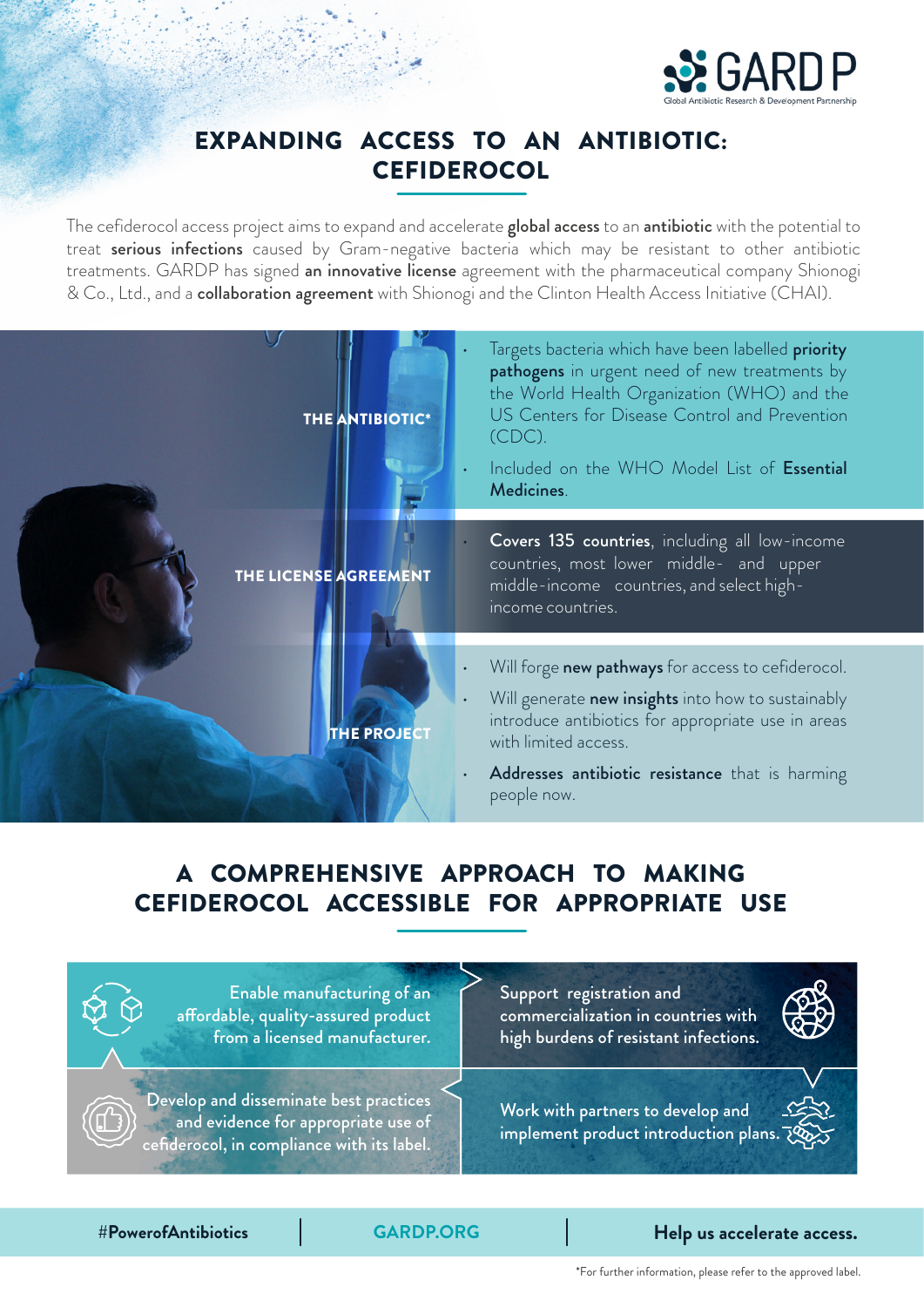GARDP
Global Antibiotic Research & Development Partnership

# EXPANDING ACCESS TO AN ANTIBIOTIC: CEFIDEROCOL

The cefiderocol access project aims to expand and accelerate **global access** to an **antibiotic** with the potential to treat **serious infections** caused by Gram-negative bacteria which may be resistant to other antibiotic treatments. GARDP has signed **an innovative license** agreement with the pharmaceutical company Shionogi & Co., Ltd., and a **collaboration agreement** with Shionogi and the Clinton Health Access Initiative (CHAI).

**THE ANTIBIOTIC***

- Targets bacteria which have been labelled **priority pathogens** in urgent need of new treatments by the World Health Organization (WHO) and the US Centers for Disease Control and Prevention (CDC).
- Included on the WHO Model List of **Essential Medicines**.

**THE LICENSE AGREEMENT**

- **Covers 135 countries**, including all low-income countries, most lower middle- and upper middle-income countries, and select high-income countries.

**THE PROJECT**

- Will forge **new pathways** for access to cefiderocol.
- Will generate **new insights** into how to sustainably introduce antibiotics for appropriate use in areas with limited access.
- **Addresses antibiotic resistance** that is harming people now.

## A COMPREHENSIVE APPROACH TO MAKING CEFIDEROCOL ACCESSIBLE FOR APPROPRIATE USE

Enable manufacturing of an affordable, quality-assured product from a licensed manufacturer.

Support registration and commercialization in countries with high burdens of resistant infections.

Work with partners to develop and implement product introduction plans.

Develop and disseminate best practices and evidence for appropriate use of cefiderocol, in compliance with its label.

#PowerofAntibiotics | GARDP.ORG | **Help us accelerate access.**

*For further information, please refer to the approved label.